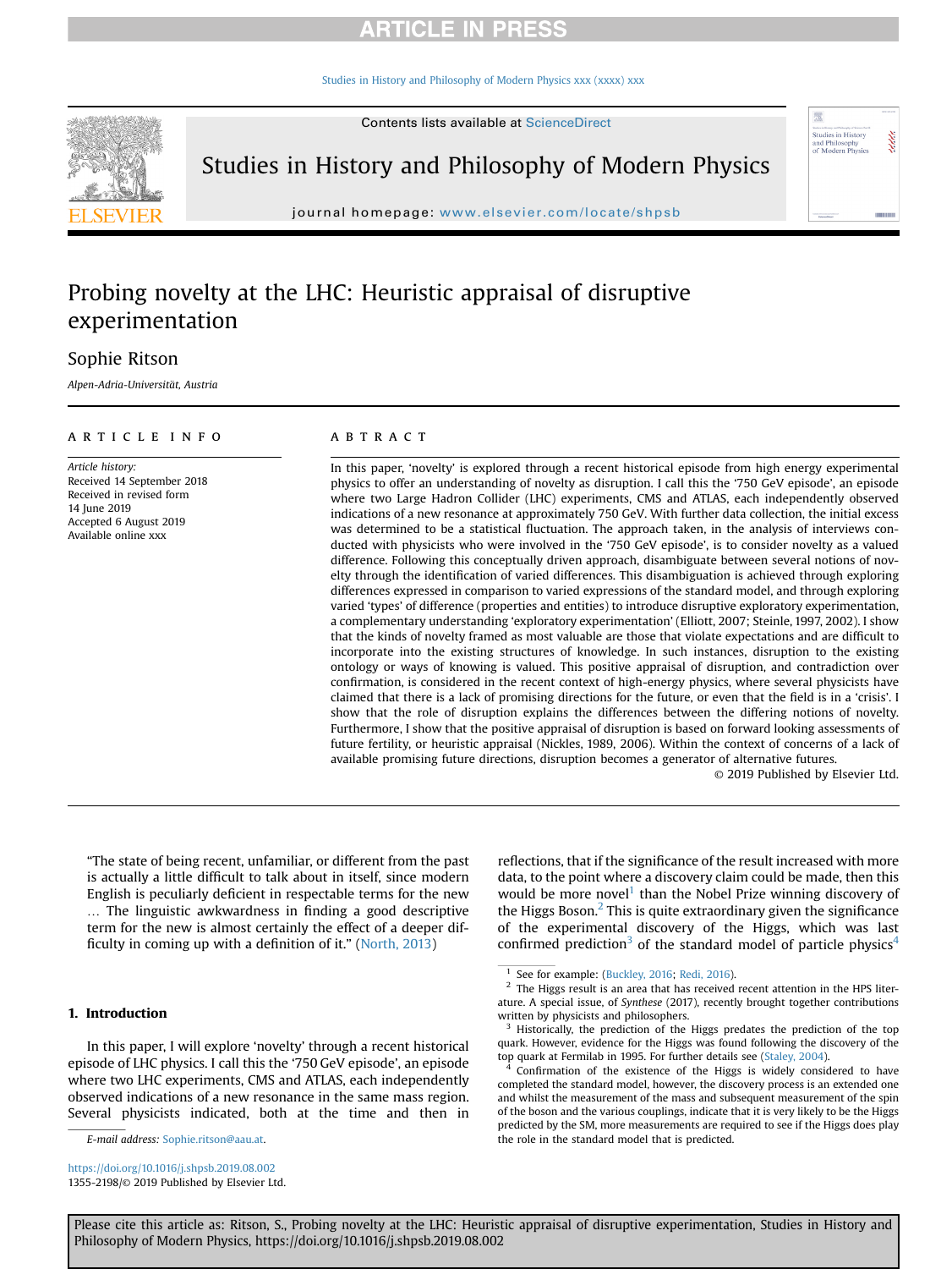# Probing novelty at the LHC: Heuristic appraisal of disruptive experimentation

Sophie Ritson

*Alpen-Adria-Universität, Austria*

ARTICLE INFO

*Article history:*
Received 14 September 2018
Received in revised form
14 June 2019
Accepted 6 August 2019
Available online xxx

ABSTRACT

In this paper, 'novelty' is explored through a recent historical episode from high energy experimental physics to offer an understanding of novelty as disruption. I call this the '750 GeV episode', an episode where two Large Hadron Collider (LHC) experiments, CMS and ATLAS, each independently observed indications of a new resonance at approximately 750 GeV. With further data collection, the initial excess was determined to be a statistical fluctuation. The approach taken, in the analysis of interviews conducted with physicists who were involved in the '750 GeV episode', is to consider novelty as a valued difference. Following this conceptually driven approach, disambiguate between several notions of novelty through the identification of varied differences. This disambiguation is achieved through exploring differences expressed in comparison to varied expressions of the standard model, and through exploring varied 'types' of difference (properties and entities) to introduce disruptive exploratory experimentation, a complementary understanding 'exploratory experimentation' (Elliott, 2007; Steinle, 1997, 2002). I show that the kinds of novelty framed as most valuable are those that violate expectations and are difficult to incorporate into the existing structures of knowledge. In such instances, disruption to the existing ontology or ways of knowing is valued. This positive appraisal of disruption, and contradiction over confirmation, is considered in the recent context of high-energy physics, where several physicists have claimed that there is a lack of promising directions for the future, or even that the field is in a 'crisis'. I show that the role of disruption explains the differences between the differing notions of novelty. Furthermore, I show that the positive appraisal of disruption is based on forward looking assessments of future fertility, or heuristic appraisal (Nickles, 1989, 2006). Within the context of concerns of a lack of available promising future directions, disruption becomes a generator of alternative futures.

© 2019 Published by Elsevier Ltd.

"The state of being recent, unfamiliar, or different from the past is actually a little difficult to talk about in itself, since modern English is peculiarly deficient in respectable terms for the new … The linguistic awkwardness in finding a good descriptive term for the new is almost certainly the effect of a deeper difficulty in coming up with a definition of it." (North, 2013)

## 1. Introduction

In this paper, I will explore 'novelty' through a recent historical episode of LHC physics. I call this the '750 GeV episode', an episode where two LHC experiments, CMS and ATLAS, each independently observed indications of a new resonance in the same mass region. Several physicists indicated, both at the time and then in reflections, that if the significance of the result increased with more data, to the point where a discovery claim could be made, then this would be more novel[1] than the Nobel Prize winning discovery of the Higgs Boson.[2] This is quite extraordinary given the significance of the experimental discovery of the Higgs, which was last confirmed prediction[3] of the standard model of particle physics[4]

[1] See for example: (Buckley, 2016; Redi, 2016).

[2] The Higgs result is an area that has received recent attention in the HPS literature. A special issue, of *Synthese* (2017), recently brought together contributions written by physicists and philosophers.

[3] Historically, the prediction of the Higgs predates the prediction of the top quark. However, evidence for the Higgs was found following the discovery of the top quark at Fermilab in 1995. For further details see (Staley, 2004).

[4] Confirmation of the existence of the Higgs is widely considered to have completed the standard model, however, the discovery process is an extended one and whilst the measurement of the mass and subsequent measurement of the spin of the boson and the various couplings, indicate that it is very likely to be the Higgs predicted by the SM, more measurements are required to see if the Higgs does play the role in the standard model that is predicted.

E-mail address: Sophie.ritson@aau.at.

https://doi.org/10.1016/j.shpsb.2019.08.002
1355-2198/© 2019 Published by Elsevier Ltd.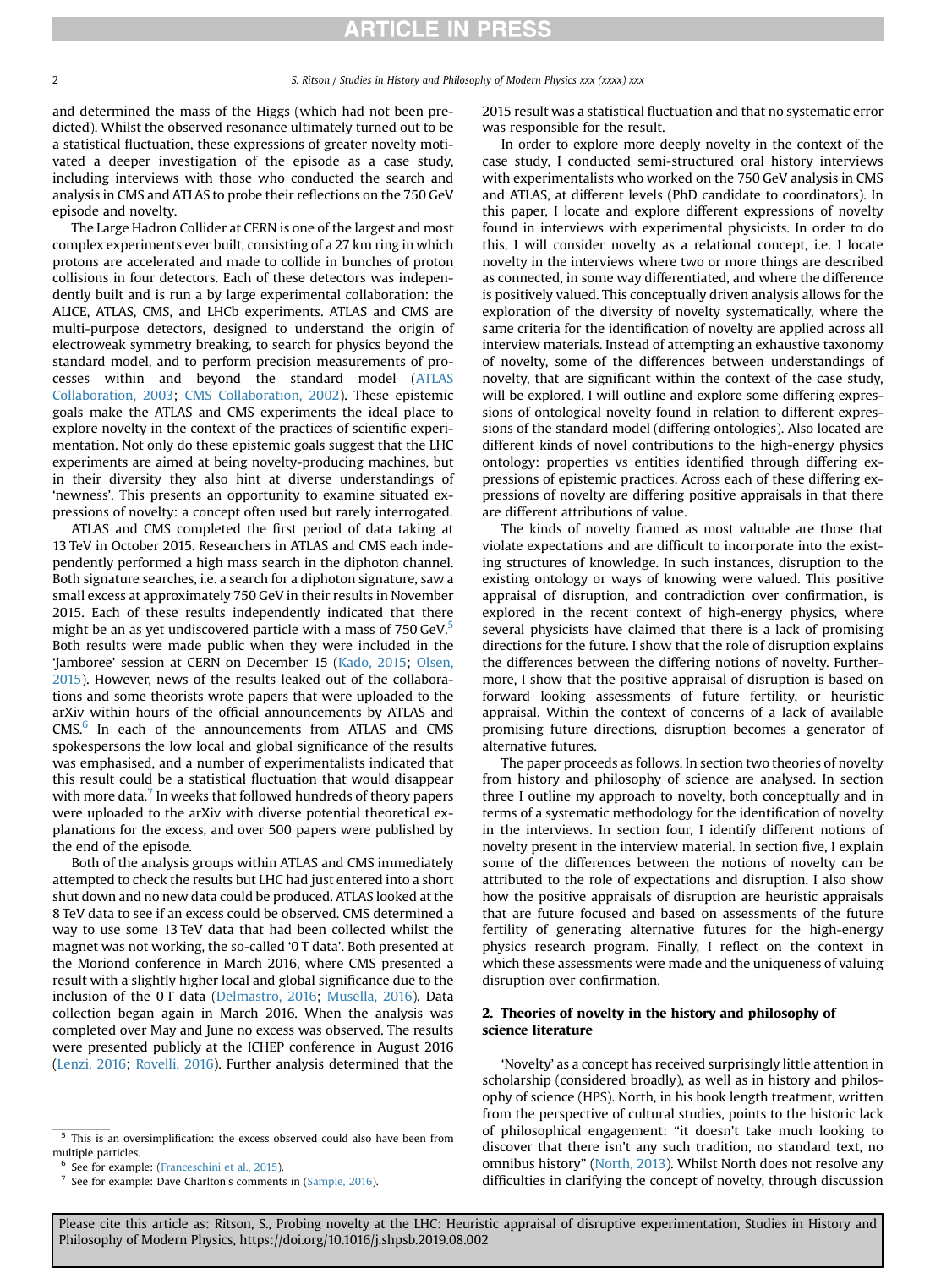and determined the mass of the Higgs (which had not been predicted). Whilst the observed resonance ultimately turned out to be a statistical fluctuation, these expressions of greater novelty motivated a deeper investigation of the episode as a case study, including interviews with those who conducted the search and analysis in CMS and ATLAS to probe their reflections on the 750 GeV episode and novelty.

The Large Hadron Collider at CERN is one of the largest and most complex experiments ever built, consisting of a 27 km ring in which protons are accelerated and made to collide in bunches of proton collisions in four detectors. Each of these detectors was independently built and is run a by large experimental collaboration: the ALICE, ATLAS, CMS, and LHCb experiments. ATLAS and CMS are multi-purpose detectors, designed to understand the origin of electroweak symmetry breaking, to search for physics beyond the standard model, and to perform precision measurements of processes within and beyond the standard model (ATLAS Collaboration, 2003; CMS Collaboration, 2002). These epistemic goals make the ATLAS and CMS experiments the ideal place to explore novelty in the context of the practices of scientific experimentation. Not only do these epistemic goals suggest that the LHC experiments are aimed at being novelty-producing machines, but in their diversity they also hint at diverse understandings of 'newness'. This presents an opportunity to examine situated expressions of novelty: a concept often used but rarely interrogated.

ATLAS and CMS completed the first period of data taking at 13 TeV in October 2015. Researchers in ATLAS and CMS each independently performed a high mass search in the diphoton channel. Both signature searches, i.e. a search for a diphoton signature, saw a small excess at approximately 750 GeV in their results in November 2015. Each of these results independently indicated that there might be an as yet undiscovered particle with a mass of 750 GeV.[5] Both results were made public when they were included in the 'Jamboree' session at CERN on December 15 (Kado, 2015; Olsen, 2015). However, news of the results leaked out of the collaborations and some theorists wrote papers that were uploaded to the arXiv within hours of the official announcements by ATLAS and CMS.[6] In each of the announcements from ATLAS and CMS spokespersons the low local and global significance of the results was emphasised, and a number of experimentalists indicated that this result could be a statistical fluctuation that would disappear with more data.[7] In weeks that followed hundreds of theory papers were uploaded to the arXiv with diverse potential theoretical explanations for the excess, and over 500 papers were published by the end of the episode.

Both of the analysis groups within ATLAS and CMS immediately attempted to check the results but LHC had just entered into a short shut down and no new data could be produced. ATLAS looked at the 8 TeV data to see if an excess could be observed. CMS determined a way to use some 13 TeV data that had been collected whilst the magnet was not working, the so-called '0 T data'. Both presented at the Moriond conference in March 2016, where CMS presented a result with a slightly higher local and global significance due to the inclusion of the 0 T data (Delmastro, 2016; Musella, 2016). Data collection began again in March 2016. When the analysis was completed over May and June no excess was observed. The results were presented publicly at the ICHEP conference in August 2016 (Lenzi, 2016; Rovelli, 2016). Further analysis determined that the 2015 result was a statistical fluctuation and that no systematic error was responsible for the result.

In order to explore more deeply novelty in the context of the case study, I conducted semi-structured oral history interviews with experimentalists who worked on the 750 GeV analysis in CMS and ATLAS, at different levels (PhD candidate to coordinators). In this paper, I locate and explore different expressions of novelty found in interviews with experimental physicists. In order to do this, I will consider novelty as a relational concept, i.e. I locate novelty in the interviews where two or more things are described as connected, in some way differentiated, and where the difference is positively valued. This conceptually driven analysis allows for the exploration of the diversity of novelty systematically, where the same criteria for the identification of novelty are applied across all interview materials. Instead of attempting an exhaustive taxonomy of novelty, some of the differences between understandings of novelty, that are significant within the context of the case study, will be explored. I will outline and explore some differing expressions of ontological novelty found in relation to different expressions of the standard model (differing ontologies). Also located are different kinds of novel contributions to the high-energy physics ontology: properties vs entities identified through differing expressions of epistemic practices. Across each of these differing expressions of novelty are differing positive appraisals in that there are different attributions of value.

The kinds of novelty framed as most valuable are those that violate expectations and are difficult to incorporate into the existing structures of knowledge. In such instances, disruption to the existing ontology or ways of knowing were valued. This positive appraisal of disruption, and contradiction over confirmation, is explored in the recent context of high-energy physics, where several physicists have claimed that there is a lack of promising directions for the future. I show that the role of disruption explains the differences between the differing notions of novelty. Furthermore, I show that the positive appraisal of disruption is based on forward looking assessments of future fertility, or heuristic appraisal. Within the context of concerns of a lack of available promising future directions, disruption becomes a generator of alternative futures.

The paper proceeds as follows. In section two theories of novelty from history and philosophy of science are analysed. In section three I outline my approach to novelty, both conceptually and in terms of a systematic methodology for the identification of novelty in the interviews. In section four, I identify different notions of novelty present in the interview material. In section five, I explain some of the differences between the notions of novelty can be attributed to the role of expectations and disruption. I also show how the positive appraisals of disruption are heuristic appraisals that are future focused and based on assessments of the future fertility of generating alternative futures for the high-energy physics research program. Finally, I reflect on the context in which these assessments were made and the uniqueness of valuing disruption over confirmation.

## 2. Theories of novelty in the history and philosophy of science literature

'Novelty' as a concept has received surprisingly little attention in scholarship (considered broadly), as well as in history and philosophy of science (HPS). North, in his book length treatment, written from the perspective of cultural studies, points to the historic lack of philosophical engagement: "it doesn't take much looking to discover that there isn't any such tradition, no standard text, no omnibus history" (North, 2013). Whilst North does not resolve any difficulties in clarifying the concept of novelty, through discussion

[5] This is an oversimplification: the excess observed could also have been from multiple particles.

[6] See for example: (Franceschini et al., 2015).

[7] See for example: Dave Charlton's comments in (Sample, 2016).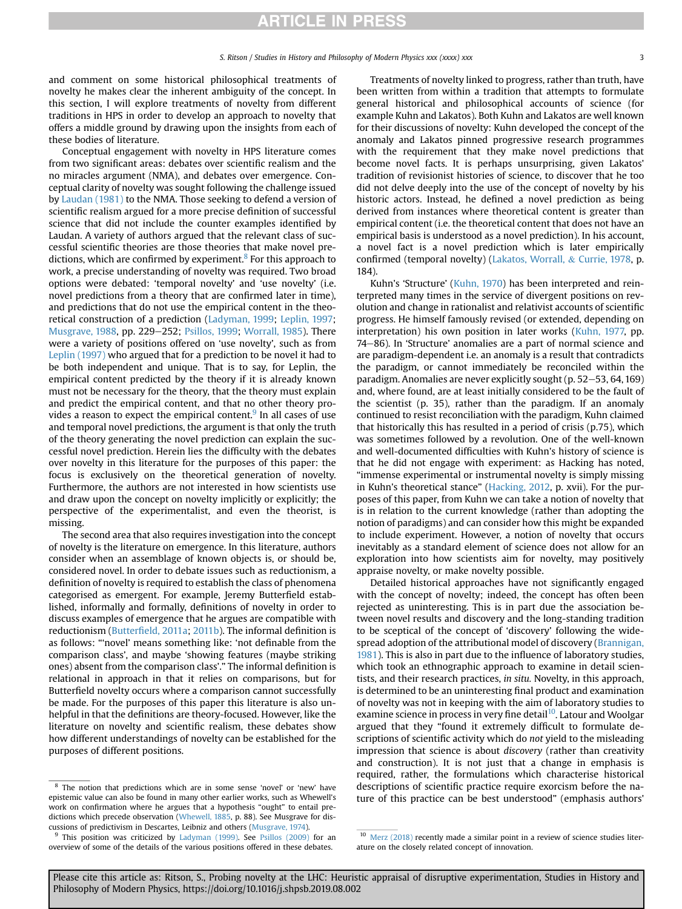and comment on some historical philosophical treatments of novelty he makes clear the inherent ambiguity of the concept. In this section, I will explore treatments of novelty from different traditions in HPS in order to develop an approach to novelty that offers a middle ground by drawing upon the insights from each of these bodies of literature.

Conceptual engagement with novelty in HPS literature comes from two significant areas: debates over scientific realism and the no miracles argument (NMA), and debates over emergence. Conceptual clarity of novelty was sought following the challenge issued by Laudan (1981) to the NMA. Those seeking to defend a version of scientific realism argued for a more precise definition of successful science that did not include the counter examples identified by Laudan. A variety of authors argued that the relevant class of successful scientific theories are those theories that make novel predictions, which are confirmed by experiment.[8] For this approach to work, a precise understanding of novelty was required. Two broad options were debated: 'temporal novelty' and 'use novelty' (i.e. novel predictions from a theory that are confirmed later in time), and predictions that do not use the empirical content in the theoretical construction of a prediction (Ladyman, 1999; Leplin, 1997; Musgrave, 1988, pp. 229–252; Psillos, 1999; Worrall, 1985). There were a variety of positions offered on 'use novelty', such as from Leplin (1997) who argued that for a prediction to be novel it had to be both independent and unique. That is to say, for Leplin, the empirical content predicted by the theory if it is already known must not be necessary for the theory, that the theory must explain and predict the empirical content, and that no other theory provides a reason to expect the empirical content.[9] In all cases of use and temporal novel predictions, the argument is that only the truth of the theory generating the novel prediction can explain the successful novel prediction. Herein lies the difficulty with the debates over novelty in this literature for the purposes of this paper: the focus is exclusively on the theoretical generation of novelty. Furthermore, the authors are not interested in how scientists use and draw upon the concept on novelty implicitly or explicitly; the perspective of the experimentalist, and even the theorist, is missing.

The second area that also requires investigation into the concept of novelty is the literature on emergence. In this literature, authors consider when an assemblage of known objects is, or should be, considered novel. In order to debate issues such as reductionism, a definition of novelty is required to establish the class of phenomena categorised as emergent. For example, Jeremy Butterfield established, informally and formally, definitions of novelty in order to discuss examples of emergence that he argues are compatible with reductionism (Butterfield, 2011a; 2011b). The informal definition is as follows: "'novel' means something like: 'not definable from the comparison class', and maybe 'showing features (maybe striking ones) absent from the comparison class'." The informal definition is relational in approach in that it relies on comparisons, but for Butterfield novelty occurs where a comparison cannot successfully be made. For the purposes of this paper this literature is also unhelpful in that the definitions are theory-focused. However, like the literature on novelty and scientific realism, these debates show how different understandings of novelty can be established for the purposes of different positions.

Treatments of novelty linked to progress, rather than truth, have been written from within a tradition that attempts to formulate general historical and philosophical accounts of science (for example Kuhn and Lakatos). Both Kuhn and Lakatos are well known for their discussions of novelty: Kuhn developed the concept of the anomaly and Lakatos pinned progressive research programmes with the requirement that they make novel predictions that become novel facts. It is perhaps unsurprising, given Lakatos' tradition of revisionist histories of science, to discover that he too did not delve deeply into the use of the concept of novelty by his historic actors. Instead, he defined a novel prediction as being derived from instances where theoretical content is greater than empirical content (i.e. the theoretical content that does not have an empirical basis is understood as a novel prediction). In his account, a novel fact is a novel prediction which is later empirically confirmed (temporal novelty) (Lakatos, Worrall, & Currie, 1978, p. 184).

Kuhn's 'Structure' (Kuhn, 1970) has been interpreted and reinterpreted many times in the service of divergent positions on revolution and change in rationalist and relativist accounts of scientific progress. He himself famously revised (or extended, depending on interpretation) his own position in later works (Kuhn, 1977, pp. 74–86). In 'Structure' anomalies are a part of normal science and are paradigm-dependent i.e. an anomaly is a result that contradicts the paradigm, or cannot immediately be reconciled within the paradigm. Anomalies are never explicitly sought (p. 52–53, 64, 169) and, where found, are at least initially considered to be the fault of the scientist (p. 35), rather than the paradigm. If an anomaly continued to resist reconciliation with the paradigm, Kuhn claimed that historically this has resulted in a period of crisis (p.75), which was sometimes followed by a revolution. One of the well-known and well-documented difficulties with Kuhn's history of science is that he did not engage with experiment: as Hacking has noted, "immense experimental or instrumental novelty is simply missing in Kuhn's theoretical stance" (Hacking, 2012, p. xvii). For the purposes of this paper, from Kuhn we can take a notion of novelty that is in relation to the current knowledge (rather than adopting the notion of paradigms) and can consider how this might be expanded to include experiment. However, a notion of novelty that occurs inevitably as a standard element of science does not allow for an exploration into how scientists aim for novelty, may positively appraise novelty, or make novelty possible.

Detailed historical approaches have not significantly engaged with the concept of novelty; indeed, the concept has often been rejected as uninteresting. This is in part due the association between novel results and discovery and the long-standing tradition to be sceptical of the concept of 'discovery' following the widespread adoption of the attributional model of discovery (Brannigan, 1981). This is also in part due to the influence of laboratory studies, which took an ethnographic approach to examine in detail scientists, and their research practices, *in situ.* Novelty, in this approach, is determined to be an uninteresting final product and examination of novelty was not in keeping with the aim of laboratory studies to examine science in process in very fine detail[10]. Latour and Woolgar argued that they "found it extremely difficult to formulate descriptions of scientific activity which do *not* yield to the misleading impression that science is about *discovery* (rather than creativity and construction). It is not just that a change in emphasis is required, rather, the formulations which characterise historical descriptions of scientific practice require exorcism before the nature of this practice can be best understood" (emphasis authors'

---

[8] The notion that predictions which are in some sense 'novel' or 'new' have epistemic value can also be found in many other earlier works, such as Whewell's work on confirmation where he argues that a hypothesis "ought" to entail predictions which precede observation (Whewell, 1885, p. 88). See Musgrave for discussions of predictivism in Descartes, Leibniz and others (Musgrave, 1974).

[9] This position was criticized by Ladyman (1999). See Psillos (2009) for an overview of some of the details of the various positions offered in these debates.

[10] Merz (2018) recently made a similar point in a review of science studies literature on the closely related concept of innovation.

Please cite this article as: Ritson, S., Probing novelty at the LHC: Heuristic appraisal of disruptive experimentation, Studies in History and Philosophy of Modern Physics, https://doi.org/10.1016/j.shpsb.2019.08.002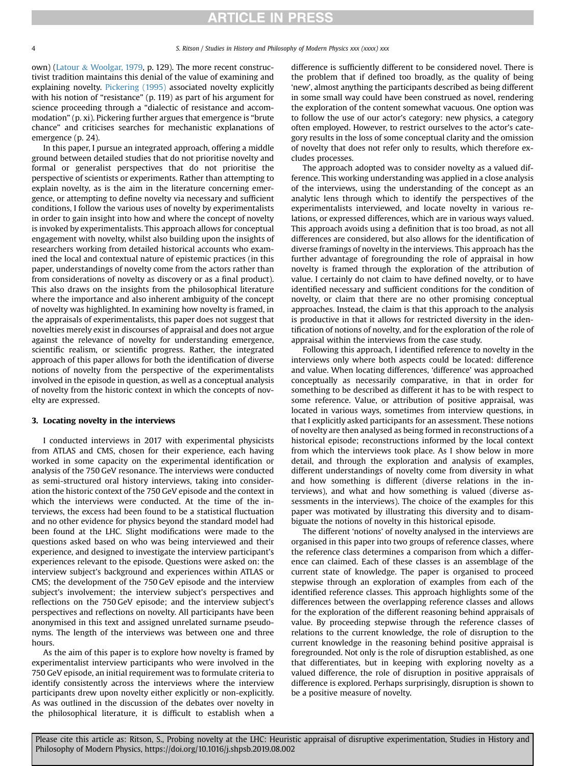own) (Latour & Woolgar, 1979, p. 129). The more recent constructivist tradition maintains this denial of the value of examining and explaining novelty. Pickering (1995) associated novelty explicitly with his notion of "resistance" (p. 119) as part of his argument for science proceeding through a "dialectic of resistance and accommodation" (p. xi). Pickering further argues that emergence is "brute chance" and criticises searches for mechanistic explanations of emergence (p. 24).

In this paper, I pursue an integrated approach, offering a middle ground between detailed studies that do not prioritise novelty and formal or generalist perspectives that do not prioritise the perspective of scientists or experiments. Rather than attempting to explain novelty, as is the aim in the literature concerning emergence, or attempting to define novelty via necessary and sufficient conditions, I follow the various uses of novelty by experimentalists in order to gain insight into how and where the concept of novelty is invoked by experimentalists. This approach allows for conceptual engagement with novelty, whilst also building upon the insights of researchers working from detailed historical accounts who examined the local and contextual nature of epistemic practices (in this paper, understandings of novelty come from the actors rather than from considerations of novelty as discovery or as a final product). This also draws on the insights from the philosophical literature where the importance and also inherent ambiguity of the concept of novelty was highlighted. In examining how novelty is framed, in the appraisals of experimentalists, this paper does not suggest that novelties merely exist in discourses of appraisal and does not argue against the relevance of novelty for understanding emergence, scientific realism, or scientific progress. Rather, the integrated approach of this paper allows for both the identification of diverse notions of novelty from the perspective of the experimentalists involved in the episode in question, as well as a conceptual analysis of novelty from the historic context in which the concepts of novelty are expressed.

## 3. Locating novelty in the interviews

I conducted interviews in 2017 with experimental physicists from ATLAS and CMS, chosen for their experience, each having worked in some capacity on the experimental identification or analysis of the 750 GeV resonance. The interviews were conducted as semi-structured oral history interviews, taking into consideration the historic context of the 750 GeV episode and the context in which the interviews were conducted. At the time of the interviews, the excess had been found to be a statistical fluctuation and no other evidence for physics beyond the standard model had been found at the LHC. Slight modifications were made to the questions asked based on who was being interviewed and their experience, and designed to investigate the interview participant's experiences relevant to the episode. Questions were asked on: the interview subject's background and experiences within ATLAS or CMS; the development of the 750 GeV episode and the interview subject's involvement; the interview subject's perspectives and reflections on the 750 GeV episode; and the interview subject's perspectives and reflections on novelty. All participants have been anonymised in this text and assigned unrelated surname pseudonyms. The length of the interviews was between one and three hours.

As the aim of this paper is to explore how novelty is framed by experimentalist interview participants who were involved in the 750 GeV episode, an initial requirement was to formulate criteria to identify consistently across the interviews where the interview participants drew upon novelty either explicitly or non-explicitly. As was outlined in the discussion of the debates over novelty in the philosophical literature, it is difficult to establish when a difference is sufficiently different to be considered novel. There is the problem that if defined too broadly, as the quality of being 'new', almost anything the participants described as being different in some small way could have been construed as novel, rendering the exploration of the content somewhat vacuous. One option was to follow the use of our actor's category: new physics, a category often employed. However, to restrict ourselves to the actor's category results in the loss of some conceptual clarity and the omission of novelty that does not refer only to results, which therefore excludes processes.

The approach adopted was to consider novelty as a valued difference. This working understanding was applied in a close analysis of the interviews, using the understanding of the concept as an analytic lens through which to identify the perspectives of the experimentalists interviewed, and locate novelty in various relations, or expressed differences, which are in various ways valued. This approach avoids using a definition that is too broad, as not all differences are considered, but also allows for the identification of diverse framings of novelty in the interviews. This approach has the further advantage of foregrounding the role of appraisal in how novelty is framed through the exploration of the attribution of value. I certainly do not claim to have defined novelty, or to have identified necessary and sufficient conditions for the condition of novelty, or claim that there are no other promising conceptual approaches. Instead, the claim is that this approach to the analysis is productive in that it allows for restricted diversity in the identification of notions of novelty, and for the exploration of the role of appraisal within the interviews from the case study.

Following this approach, I identified reference to novelty in the interviews only where both aspects could be located: difference and value. When locating differences, 'difference' was approached conceptually as necessarily comparative, in that in order for something to be described as different it has to be with respect to some reference. Value, or attribution of positive appraisal, was located in various ways, sometimes from interview questions, in that I explicitly asked participants for an assessment. These notions of novelty are then analysed as being formed in reconstructions of a historical episode; reconstructions informed by the local context from which the interviews took place. As I show below in more detail, and through the exploration and analysis of examples, different understandings of novelty come from diversity in what and how something is different (diverse relations in the interviews), and what and how something is valued (diverse assessments in the interviews). The choice of the examples for this paper was motivated by illustrating this diversity and to disambiguate the notions of novelty in this historical episode.

The different 'notions' of novelty analysed in the interviews are organised in this paper into two groups of reference classes, where the reference class determines a comparison from which a difference can claimed. Each of these classes is an assemblage of the current state of knowledge. The paper is organised to proceed stepwise through an exploration of examples from each of the identified reference classes. This approach highlights some of the differences between the overlapping reference classes and allows for the exploration of the different reasoning behind appraisals of value. By proceeding stepwise through the reference classes of relations to the current knowledge, the role of disruption to the current knowledge in the reasoning behind positive appraisal is foregrounded. Not only is the role of disruption established, as one that differentiates, but in keeping with exploring novelty as a valued difference, the role of disruption in positive appraisals of difference is explored. Perhaps surprisingly, disruption is shown to be a positive measure of novelty.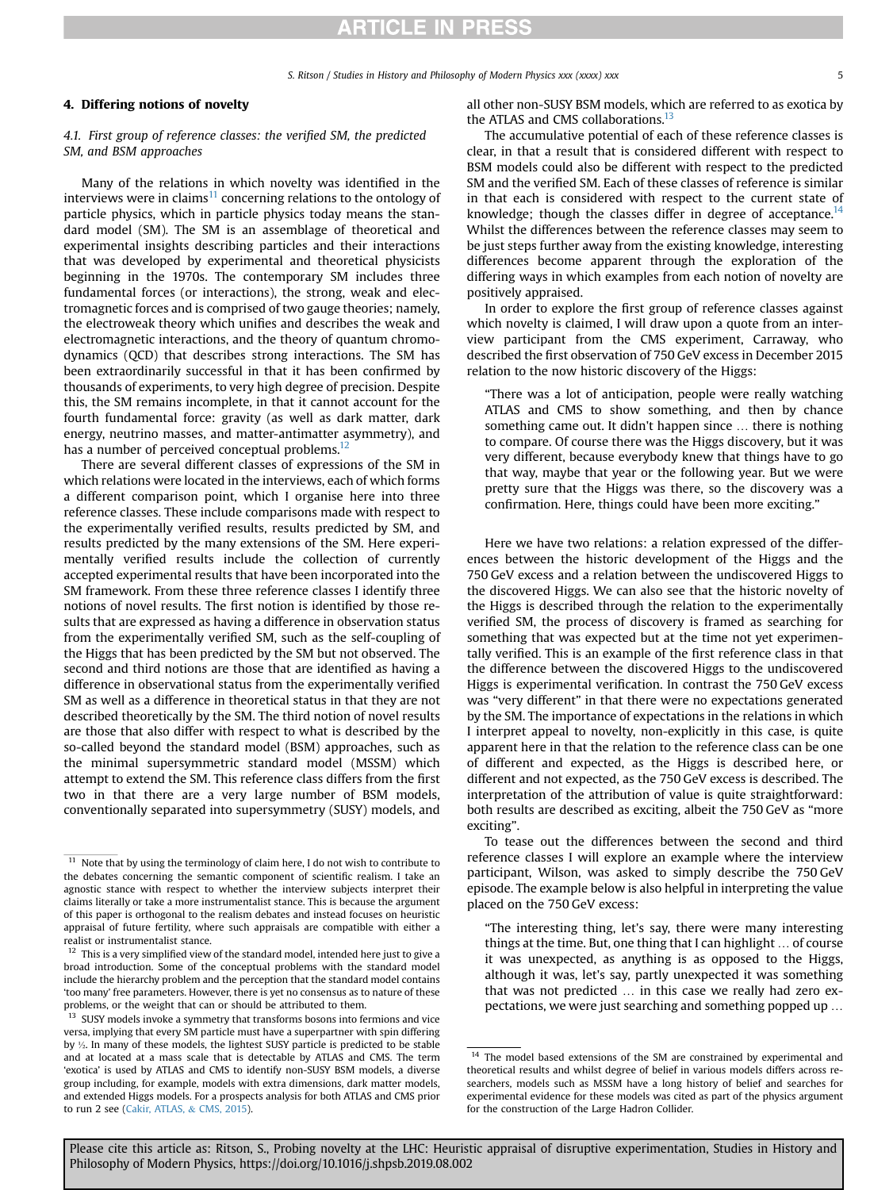## 4. Differing notions of novelty

### 4.1. First group of reference classes: the verified SM, the predicted SM, and BSM approaches

Many of the relations in which novelty was identified in the interviews were in claims[11] concerning relations to the ontology of particle physics, which in particle physics today means the standard model (SM). The SM is an assemblage of theoretical and experimental insights describing particles and their interactions that was developed by experimental and theoretical physicists beginning in the 1970s. The contemporary SM includes three fundamental forces (or interactions), the strong, weak and electromagnetic forces and is comprised of two gauge theories; namely, the electroweak theory which unifies and describes the weak and electromagnetic interactions, and the theory of quantum chromodynamics (QCD) that describes strong interactions. The SM has been extraordinarily successful in that it has been confirmed by thousands of experiments, to very high degree of precision. Despite this, the SM remains incomplete, in that it cannot account for the fourth fundamental force: gravity (as well as dark matter, dark energy, neutrino masses, and matter-antimatter asymmetry), and has a number of perceived conceptual problems.[12]

There are several different classes of expressions of the SM in which relations were located in the interviews, each of which forms a different comparison point, which I organise here into three reference classes. These include comparisons made with respect to the experimentally verified results, results predicted by SM, and results predicted by the many extensions of the SM. Here experimentally verified results include the collection of currently accepted experimental results that have been incorporated into the SM framework. From these three reference classes I identify three notions of novel results. The first notion is identified by those results that are expressed as having a difference in observation status from the experimentally verified SM, such as the self-coupling of the Higgs that has been predicted by the SM but not observed. The second and third notions are those that are identified as having a difference in observational status from the experimentally verified SM as well as a difference in theoretical status in that they are not described theoretically by the SM. The third notion of novel results are those that also differ with respect to what is described by the so-called beyond the standard model (BSM) approaches, such as the minimal supersymmetric standard model (MSSM) which attempt to extend the SM. This reference class differs from the first two in that there are a very large number of BSM models, conventionally separated into supersymmetry (SUSY) models, and all other non-SUSY BSM models, which are referred to as exotica by the ATLAS and CMS collaborations.[13]

The accumulative potential of each of these reference classes is clear, in that a result that is considered different with respect to BSM models could also be different with respect to the predicted SM and the verified SM. Each of these classes of reference is similar in that each is considered with respect to the current state of knowledge; though the classes differ in degree of acceptance.[14] Whilst the differences between the reference classes may seem to be just steps further away from the existing knowledge, interesting differences become apparent through the exploration of the differing ways in which examples from each notion of novelty are positively appraised.

In order to explore the first group of reference classes against which novelty is claimed, I will draw upon a quote from an interview participant from the CMS experiment, Carraway, who described the first observation of 750 GeV excess in December 2015 relation to the now historic discovery of the Higgs:

> "There was a lot of anticipation, people were really watching ATLAS and CMS to show something, and then by chance something came out. It didn't happen since … there is nothing to compare. Of course there was the Higgs discovery, but it was very different, because everybody knew that things have to go that way, maybe that year or the following year. But we were pretty sure that the Higgs was there, so the discovery was a confirmation. Here, things could have been more exciting."

Here we have two relations: a relation expressed of the differences between the historic development of the Higgs and the 750 GeV excess and a relation between the undiscovered Higgs to the discovered Higgs. We can also see that the historic novelty of the Higgs is described through the relation to the experimentally verified SM, the process of discovery is framed as searching for something that was expected but at the time not yet experimentally verified. This is an example of the first reference class in that the difference between the discovered Higgs to the undiscovered Higgs is experimental verification. In contrast the 750 GeV excess was "very different" in that there were no expectations generated by the SM. The importance of expectations in the relations in which I interpret appeal to novelty, non-explicitly in this case, is quite apparent here in that the relation to the reference class can be one of different and expected, as the Higgs is described here, or different and not expected, as the 750 GeV excess is described. The interpretation of the attribution of value is quite straightforward: both results are described as exciting, albeit the 750 GeV as "more exciting".

To tease out the differences between the second and third reference classes I will explore an example where the interview participant, Wilson, was asked to simply describe the 750 GeV episode. The example below is also helpful in interpreting the value placed on the 750 GeV excess:

> "The interesting thing, let's say, there were many interesting things at the time. But, one thing that I can highlight … of course it was unexpected, as anything is as opposed to the Higgs, although it was, let's say, partly unexpected it was something that was not predicted … in this case we really had zero expectations, we were just searching and something popped up …

---

[11] Note that by using the terminology of claim here, I do not wish to contribute to the debates concerning the semantic component of scientific realism. I take an agnostic stance with respect to whether the interview subjects interpret their claims literally or take a more instrumentalist stance. This is because the argument of this paper is orthogonal to the realism debates and instead focuses on heuristic appraisal of future fertility, where such appraisals are compatible with either a realist or instrumentalist stance.

[12] This is a very simplified view of the standard model, intended here just to give a broad introduction. Some of the conceptual problems with the standard model include the hierarchy problem and the perception that the standard model contains 'too many' free parameters. However, there is yet no consensus as to nature of these problems, or the weight that can or should be attributed to them.

[13] SUSY models invoke a symmetry that transforms bosons into fermions and vice versa, implying that every SM particle must have a superpartner with spin differing by ½. In many of these models, the lightest SUSY particle is predicted to be stable and at located at a mass scale that is detectable by ATLAS and CMS. The term 'exotica' is used by ATLAS and CMS to identify non-SUSY BSM models, a diverse group including, for example, models with extra dimensions, dark matter models, and extended Higgs models. For a prospects analysis for both ATLAS and CMS prior to run 2 see (Cakir, ATLAS, & CMS, 2015).

[14] The model based extensions of the SM are constrained by experimental and theoretical results and whilst degree of belief in various models differs across researchers, models such as MSSM have a long history of belief and searches for experimental evidence for these models was cited as part of the physics argument for the construction of the Large Hadron Collider.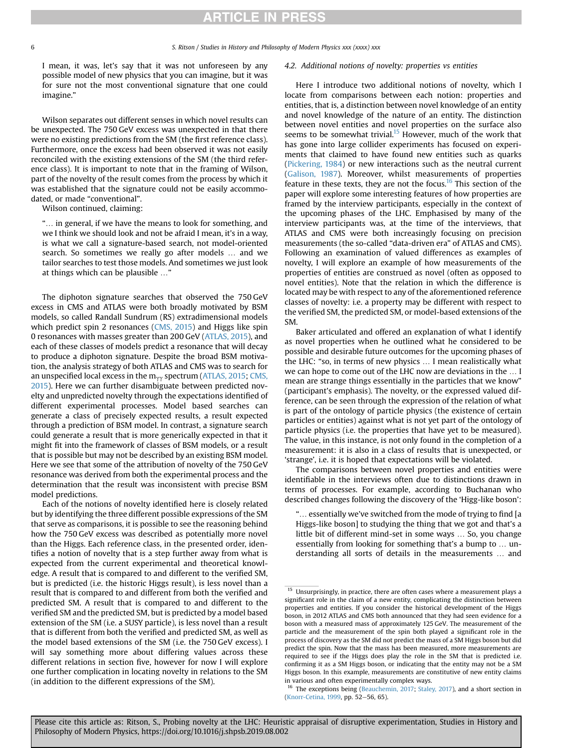I mean, it was, let's say that it was not unforeseen by any possible model of new physics that you can imagine, but it was for sure not the most conventional signature that one could imagine."

Wilson separates out different senses in which novel results can be unexpected. The 750 GeV excess was unexpected in that there were no existing predictions from the SM (the first reference class). Furthermore, once the excess had been observed it was not easily reconciled with the existing extensions of the SM (the third reference class). It is important to note that in the framing of Wilson, part of the novelty of the result comes from the process by which it was established that the signature could not be easily accommodated, or made "conventional".

Wilson continued, claiming:

"… in general, if we have the means to look for something, and we I think we should look and not be afraid I mean, it's in a way, is what we call a signature-based search, not model-oriented search. So sometimes we really go after models … and we tailor searches to test those models. And sometimes we just look at things which can be plausible …"

The diphoton signature searches that observed the 750 GeV excess in CMS and ATLAS were both broadly motivated by BSM models, so called Randall Sundrum (RS) extradimensional models which predict spin 2 resonances (CMS, 2015) and Higgs like spin 0 resonances with masses greater than 200 GeV (ATLAS, 2015), and each of these classes of models predict a resonance that will decay to produce a diphoton signature. Despite the broad BSM motivation, the analysis strategy of both ATLAS and CMS was to search for an unspecified local excess in the $m_{\gamma\gamma}$ spectrum (ATLAS, 2015; CMS, 2015). Here we can further disambiguate between predicted novelty and unpredicted novelty through the expectations identified of different experimental processes. Model based searches can generate a class of precisely expected results, a result expected through a prediction of BSM model. In contrast, a signature search could generate a result that is more generically expected in that it might fit into the framework of classes of BSM models, or a result that is possible but may not be described by an existing BSM model. Here we see that some of the attribution of novelty of the 750 GeV resonance was derived from both the experimental process and the determination that the result was inconsistent with precise BSM model predictions.

Each of the notions of novelty identified here is closely related but by identifying the three different possible expressions of the SM that serve as comparisons, it is possible to see the reasoning behind how the 750 GeV excess was described as potentially more novel than the Higgs. Each reference class, in the presented order, identifies a notion of novelty that is a step further away from what is expected from the current experimental and theoretical knowledge. A result that is compared to and different to the verified SM, but is predicted (i.e. the historic Higgs result), is less novel than a result that is compared to and different from both the verified and predicted SM. A result that is compared to and different to the verified SM and the predicted SM, but is predicted by a model based extension of the SM (i.e. a SUSY particle), is less novel than a result that is different from both the verified and predicted SM, as well as the model based extensions of the SM (i.e. the 750 GeV excess). I will say something more about differing values across these different relations in section five, however for now I will explore one further complication in locating novelty in relations to the SM (in addition to the different expressions of the SM).

### 4.2. Additional notions of novelty: properties vs entities

Here I introduce two additional notions of novelty, which I locate from comparisons between each notion: properties and entities, that is, a distinction between novel knowledge of an entity and novel knowledge of the nature of an entity. The distinction between novel entities and novel properties on the surface also seems to be somewhat trivial.[15] However, much of the work that has gone into large collider experiments has focused on experiments that claimed to have found new entities such as quarks (Pickering, 1984) or new interactions such as the neutral current (Galison, 1987). Moreover, whilst measurements of properties feature in these texts, they are not the focus.[16] This section of the paper will explore some interesting features of how properties are framed by the interview participants, especially in the context of the upcoming phases of the LHC. Emphasised by many of the interview participants was, at the time of the interviews, that ATLAS and CMS were both increasingly focusing on precision measurements (the so-called "data-driven era" of ATLAS and CMS). Following an examination of valued differences as examples of novelty, I will explore an example of how measurements of the properties of entities are construed as novel (often as opposed to novel entities). Note that the relation in which the difference is located may be with respect to any of the aforementioned reference classes of novelty: i.e. a property may be different with respect to the verified SM, the predicted SM, or model-based extensions of the SM.

Baker articulated and offered an explanation of what I identify as novel properties when he outlined what he considered to be possible and desirable future outcomes for the upcoming phases of the LHC: "so, in terms of new physics … I mean realistically what we can hope to come out of the LHC now are deviations in the … I mean are *strange* things essentially in the particles that we know" (participant's emphasis). The novelty, or the expressed valued difference, can be seen through the expression of the relation of what is part of the ontology of particle physics (the existence of certain particles or entities) against what is not yet part of the ontology of particle physics (i.e. the properties that have yet to be measured). The value, in this instance, is not only found in the completion of a measurement: it is also in a class of results that is unexpected, or 'strange', i.e. it is hoped that expectations will be violated.

The comparisons between novel properties and entities were identifiable in the interviews often due to distinctions drawn in terms of processes. For example, according to Buchanan who described changes following the discovery of the 'Higgs-like boson':

"… essentially we've switched from the mode of trying to find [a Higgs-like boson] to studying the thing that we got and that's a little bit of different mind-set in some ways … So, you change essentially from looking for something that's a bump to … understanding all sorts of details in the measurements … and

---

[15] Unsurprisingly, in practice, there are often cases where a measurement plays a significant role in the claim of a new entity, complicating the distinction between properties and entities. If you consider the historical development of the Higgs boson, in 2012 ATLAS and CMS both announced that they had seen evidence for a boson with a measured mass of approximately 125 GeV. The measurement of the particle and the measurement of the spin both played a significant role in the process of discovery as the SM did not predict the mass of a SM Higgs boson but did predict the spin. Now that the mass has been measured, more measurements are required to see if the Higgs does play the role in the SM that is predicted i.e. confirming it as a SM Higgs boson, or indicating that the entity may not be a SM Higgs boson. In this example, measurements are constitutive of new entity claims in various and often experimentally complex ways.

[16] The exceptions being (Beauchemin, 2017; Staley, 2017), and a short section in (Knorr-Cetina, 1999, pp. 52–56, 65).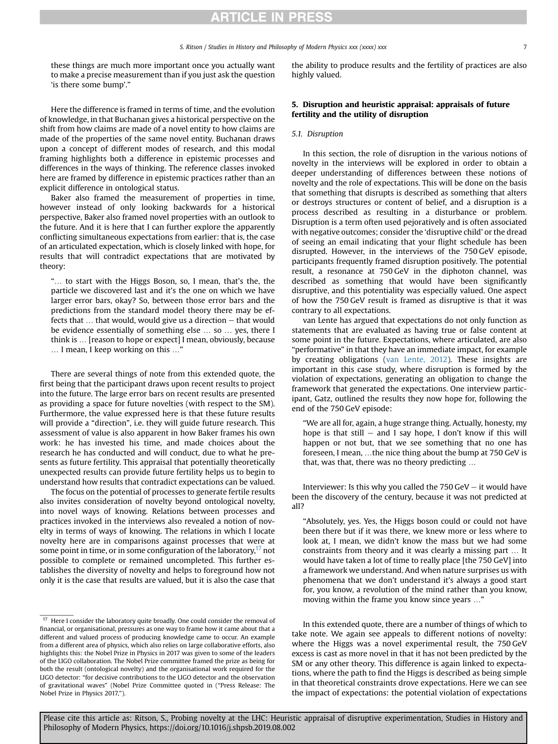these things are much more important once you actually want to make a precise measurement than if you just ask the question 'is there some bump'."

Here the difference is framed in terms of time, and the evolution of knowledge, in that Buchanan gives a historical perspective on the shift from how claims are made of a novel entity to how claims are made of the properties of the same novel entity. Buchanan draws upon a concept of different modes of research, and this modal framing highlights both a difference in epistemic processes and differences in the ways of thinking. The reference classes invoked here are framed by difference in epistemic practices rather than an explicit difference in ontological status.

Baker also framed the measurement of properties in time, however instead of only looking backwards for a historical perspective, Baker also framed novel properties with an outlook to the future. And it is here that I can further explore the apparently conflicting simultaneous expectations from earlier: that is, the case of an articulated expectation, which is closely linked with hope, for results that will contradict expectations that are motivated by theory:

> "… to start with the Higgs Boson, so, I mean, that's the, the particle we discovered last and it's the one on which we have larger error bars, okay? So, between those error bars and the predictions from the standard model theory there may be effects that … that would, would give us a direction – that would be evidence essentially of something else … so … yes, there I think is … [reason to hope or expect] I mean, obviously, because … I mean, I keep working on this …"

There are several things of note from this extended quote, the first being that the participant draws upon recent results to project into the future. The large error bars on recent results are presented as providing a space for future novelties (with respect to the SM). Furthermore, the value expressed here is that these future results will provide a "direction", i.e. they will guide future research. This assessment of value is also apparent in how Baker frames his own work: he has invested his time, and made choices about the research he has conducted and will conduct, due to what he presents as future fertility. This appraisal that potentially theoretically unexpected results can provide future fertility helps us to begin to understand how results that contradict expectations can be valued.

The focus on the potential of processes to generate fertile results also invites consideration of novelty beyond ontological novelty, into novel ways of knowing. Relations between processes and practices invoked in the interviews also revealed a notion of novelty in terms of ways of knowing. The relations in which I locate novelty here are in comparisons against processes that were at some point in time, or in some configuration of the laboratory,[17] not possible to complete or remained uncompleted. This further establishes the diversity of novelty and helps to foreground how not only it is the case that results are valued, but it is also the case that the ability to produce results and the fertility of practices are also highly valued.

## 5. Disruption and heuristic appraisal: appraisals of future fertility and the utility of disruption

### 5.1. Disruption

In this section, the role of disruption in the various notions of novelty in the interviews will be explored in order to obtain a deeper understanding of differences between these notions of novelty and the role of expectations. This will be done on the basis that something that disrupts is described as something that alters or destroys structures or content of belief, and a disruption is a process described as resulting in a disturbance or problem. Disruption is a term often used pejoratively and is often associated with negative outcomes; consider the 'disruptive child' or the dread of seeing an email indicating that your flight schedule has been disrupted. However, in the interviews of the 750 GeV episode, participants frequently framed disruption positively. The potential result, a resonance at 750 GeV in the diphoton channel, was described as something that would have been significantly disruptive, and this potentiality was especially valued. One aspect of how the 750 GeV result is framed as disruptive is that it was contrary to all expectations.

van Lente has argued that expectations do not only function as statements that are evaluated as having true or false content at some point in the future. Expectations, where articulated, are also "performative" in that they have an immediate impact, for example by creating obligations (van Lente, 2012). These insights are important in this case study, where disruption is formed by the violation of expectations, generating an obligation to change the framework that generated the expectations. One interview participant, Gatz, outlined the results they now hope for, following the end of the 750 GeV episode:

> "We are all for, again, a huge strange thing. Actually, honesty, my hope is that still – and I say hope, I don't know if this will happen or not but, that we see something that no one has foreseen, I mean, …the nice thing about the bump at 750 GeV is that, was that, there was no theory predicting …

Interviewer: Is this why you called the 750 GeV – it would have been the discovery of the century, because it was not predicted at all?

> "Absolutely, yes. Yes, the Higgs boson could or could not have been there but if it was there, we knew more or less where to look at, I mean, we didn't know the mass but we had some constraints from theory and it was clearly a missing part … It would have taken a lot of time to really place [the 750 GeV] into a framework we understand. And when nature surprises us with phenomena that we don't understand it's always a good start for, you know, a revolution of the mind rather than you know, moving within the frame you know since years …"

In this extended quote, there are a number of things of which to take note. We again see appeals to different notions of novelty: where the Higgs was a novel experimental result, the 750 GeV excess is cast as more novel in that it has not been predicted by the SM or any other theory. This difference is again linked to expectations, where the path to find the Higgs is described as being simple in that theoretical constraints drove expectations. Here we can see the impact of expectations: the potential violation of expectations

[17] Here I consider the laboratory quite broadly. One could consider the removal of financial, or organisational, pressures as one way to frame how it came about that a different and valued process of producing knowledge came to occur. An example from a different area of physics, which also relies on large collaborative efforts, also highlights this: the Nobel Prize in Physics in 2017 was given to some of the leaders of the LIGO collaboration. The Nobel Prize committee framed the prize as being for both the result (ontological novelty) and the organisational work required for the LIGO detector: "for decisive contributions to the LIGO detector and the observation of gravitational waves" (Nobel Prize Committee quoted in ("Press Release: The Nobel Prize in Physics 2017,").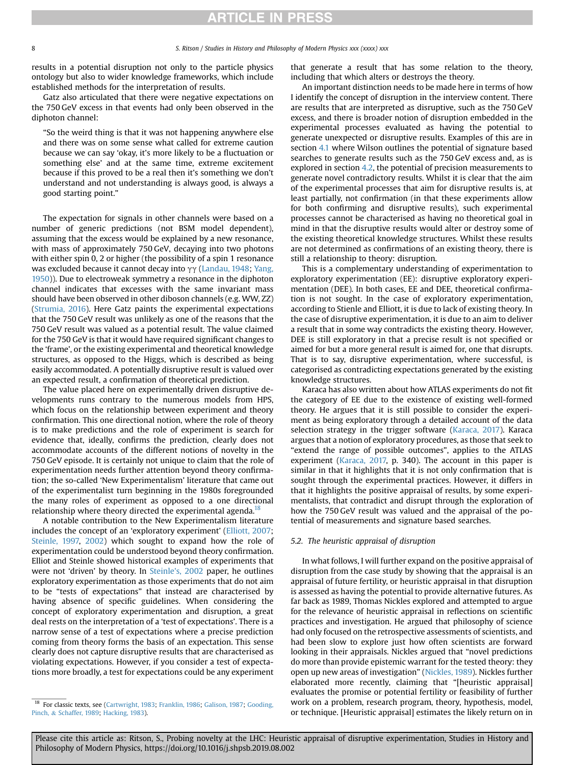results in a potential disruption not only to the particle physics ontology but also to wider knowledge frameworks, which include established methods for the interpretation of results.

Gatz also articulated that there were negative expectations on the 750 GeV excess in that events had only been observed in the diphoton channel:

> "So the weird thing is that it was not happening anywhere else and there was on some sense what called for extreme caution because we can say 'okay, it's more likely to be a fluctuation or something else' and at the same time, extreme excitement because if this proved to be a real then it's something we don't understand and not understanding is always good, is always a good starting point."

The expectation for signals in other channels were based on a number of generic predictions (not BSM model dependent), assuming that the excess would be explained by a new resonance, with mass of approximately 750 GeV, decaying into two photons with either spin 0, 2 or higher (the possibility of a spin 1 resonance was excluded because it cannot decay into $\gamma\gamma$ (Landau, 1948; Yang, 1950)). Due to electroweak symmetry a resonance in the diphoton channel indicates that excesses with the same invariant mass should have been observed in other diboson channels (e.g. WW, ZZ) (Strumia, 2016). Here Gatz paints the experimental expectations that the 750 GeV result was unlikely as one of the reasons that the 750 GeV result was valued as a potential result. The value claimed for the 750 GeV is that it would have required significant changes to the 'frame', or the existing experimental and theoretical knowledge structures, as opposed to the Higgs, which is described as being easily accommodated. A potentially disruptive result is valued over an expected result, a confirmation of theoretical prediction.

The value placed here on experimentally driven disruptive developments runs contrary to the numerous models from HPS, which focus on the relationship between experiment and theory confirmation. This one directional notion, where the role of theory is to make predictions and the role of experiment is search for evidence that, ideally, confirms the prediction, clearly does not accommodate accounts of the different notions of novelty in the 750 GeV episode. It is certainly not unique to claim that the role of experimentation needs further attention beyond theory confirmation; the so-called 'New Experimentalism' literature that came out of the experimentalist turn beginning in the 1980s foregrounded the many roles of experiment as opposed to a one directional relationship where theory directed the experimental agenda.[18]

A notable contribution to the New Experimentalism literature includes the concept of an 'exploratory experiment' (Elliott, 2007; Steinle, 1997, 2002) which sought to expand how the role of experimentation could be understood beyond theory confirmation. Elliot and Steinle showed historical examples of experiments that were not 'driven' by theory. In Steinle's, 2002 paper, he outlines exploratory experimentation as those experiments that do not aim to be "tests of expectations" that instead are characterised by having absence of specific guidelines. When considering the concept of exploratory experimentation and disruption, a great deal rests on the interpretation of a 'test of expectations'. There is a narrow sense of a test of expectations where a precise prediction coming from theory forms the basis of an expectation. This sense clearly does not capture disruptive results that are characterised as violating expectations. However, if you consider a test of expectations more broadly, a test for expectations could be any experiment that generate a result that has some relation to the theory, including that which alters or destroys the theory.

An important distinction needs to be made here in terms of how I identify the concept of disruption in the interview content. There are results that are interpreted as disruptive, such as the 750 GeV excess, and there is broader notion of disruption embedded in the experimental processes evaluated as having the potential to generate unexpected or disruptive results. Examples of this are in section 4.1 where Wilson outlines the potential of signature based searches to generate results such as the 750 GeV excess and, as is explored in section 4.2, the potential of precision measurements to generate novel contradictory results. Whilst it is clear that the aim of the experimental processes that aim for disruptive results is, at least partially, not confirmation (in that these experiments allow for both confirming and disruptive results), such experimental processes cannot be characterised as having no theoretical goal in mind in that the disruptive results would alter or destroy some of the existing theoretical knowledge structures. Whilst these results are not determined as confirmations of an existing theory, there is still a relationship to theory: disruption.

This is a complementary understanding of experimentation to exploratory experimentation (EE): disruptive exploratory experimentation (DEE). In both cases, EE and DEE, theoretical confirmation is not sought. In the case of exploratory experimentation, according to Stienle and Elliott, it is due to lack of existing theory. In the case of disruptive experimentation, it is due to an aim to deliver a result that in some way contradicts the existing theory. However, DEE is still exploratory in that a precise result is not specified or aimed for but a more general result is aimed for, one that disrupts. That is to say, disruptive experimentation, where successful, is categorised as contradicting expectations generated by the existing knowledge structures.

Karaca has also written about how ATLAS experiments do not fit the category of EE due to the existence of existing well-formed theory. He argues that it is still possible to consider the experiment as being exploratory through a detailed account of the data selection strategy in the trigger software (Karaca, 2017). Karaca argues that a notion of exploratory procedures, as those that seek to "extend the range of possible outcomes", applies to the ATLAS experiment (Karaca, 2017, p. 340). The account in this paper is similar in that it highlights that it is not only confirmation that is sought through the experimental practices. However, it differs in that it highlights the positive appraisal of results, by some experimentalists, that contradict and disrupt through the exploration of how the 750 GeV result was valued and the appraisal of the potential of measurements and signature based searches.

### 5.2. The heuristic appraisal of disruption

In what follows, I will further expand on the positive appraisal of disruption from the case study by showing that the appraisal is an appraisal of future fertility, or heuristic appraisal in that disruption is assessed as having the potential to provide alternative futures. As far back as 1989, Thomas Nickles explored and attempted to argue for the relevance of heuristic appraisal in reflections on scientific practices and investigation. He argued that philosophy of science had only focused on the retrospective assessments of scientists, and had been slow to explore just how often scientists are forward looking in their appraisals. Nickles argued that "novel predictions do more than provide epistemic warrant for the tested theory: they open up new areas of investigation" (Nickles, 1989). Nickles further elaborated more recently, claiming that "[heuristic appraisal] evaluates the promise or potential fertility or feasibility of further work on a problem, research program, theory, hypothesis, model, or technique. [Heuristic appraisal] estimates the likely return on in

[18] For classic texts, see (Cartwright, 1983; Franklin, 1986; Galison, 1987; Gooding, Pinch, & Schaffer, 1989; Hacking, 1983).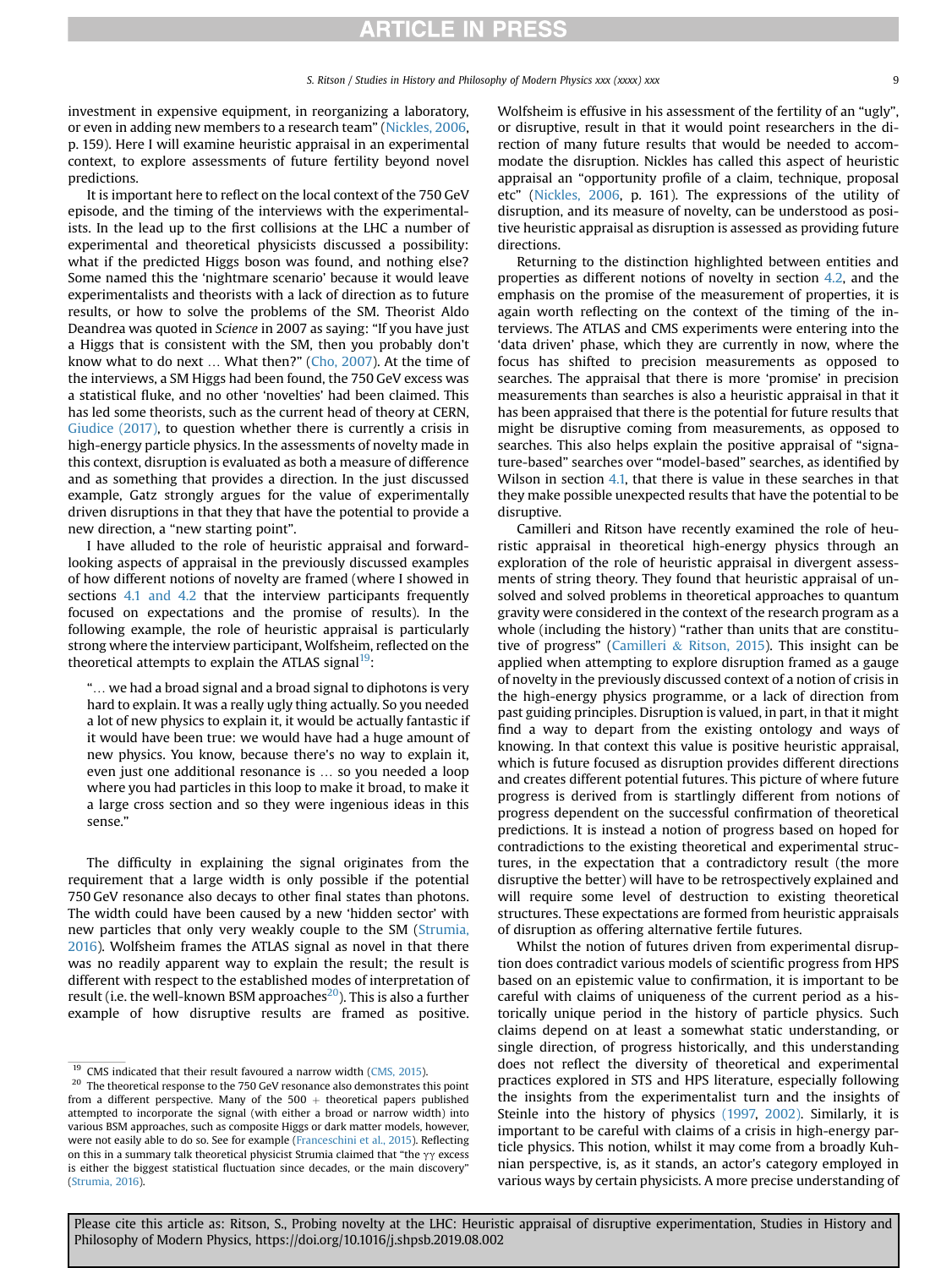investment in expensive equipment, in reorganizing a laboratory, or even in adding new members to a research team" (Nickles, 2006, p. 159). Here I will examine heuristic appraisal in an experimental context, to explore assessments of future fertility beyond novel predictions.

It is important here to reflect on the local context of the 750 GeV episode, and the timing of the interviews with the experimentalists. In the lead up to the first collisions at the LHC a number of experimental and theoretical physicists discussed a possibility: what if the predicted Higgs boson was found, and nothing else? Some named this the 'nightmare scenario' because it would leave experimentalists and theorists with a lack of direction as to future results, or how to solve the problems of the SM. Theorist Aldo Deandrea was quoted in *Science* in 2007 as saying: "If you have just a Higgs that is consistent with the SM, then you probably don't know what to do next … What then?" (Cho, 2007). At the time of the interviews, a SM Higgs had been found, the 750 GeV excess was a statistical fluke, and no other 'novelties' had been claimed. This has led some theorists, such as the current head of theory at CERN, Giudice (2017), to question whether there is currently a crisis in high-energy particle physics. In the assessments of novelty made in this context, disruption is evaluated as both a measure of difference and as something that provides a direction. In the just discussed example, Gatz strongly argues for the value of experimentally driven disruptions in that they that have the potential to provide a new direction, a "new starting point".

I have alluded to the role of heuristic appraisal and forward-looking aspects of appraisal in the previously discussed examples of how different notions of novelty are framed (where I showed in sections 4.1 and 4.2 that the interview participants frequently focused on expectations and the promise of results). In the following example, the role of heuristic appraisal is particularly strong where the interview participant, Wolfsheim, reflected on the theoretical attempts to explain the ATLAS signal[19]:

> "… we had a broad signal and a broad signal to diphotons is very hard to explain. It was a really ugly thing actually. So you needed a lot of new physics to explain it, it would be actually fantastic if it would have been true: we would have had a huge amount of new physics. You know, because there's no way to explain it, even just one additional resonance is … so you needed a loop where you had particles in this loop to make it broad, to make it a large cross section and so they were ingenious ideas in this sense."

The difficulty in explaining the signal originates from the requirement that a large width is only possible if the potential 750 GeV resonance also decays to other final states than photons. The width could have been caused by a new 'hidden sector' with new particles that only very weakly couple to the SM (Strumia, 2016). Wolfsheim frames the ATLAS signal as novel in that there was no readily apparent way to explain the result; the result is different with respect to the established modes of interpretation of result (i.e. the well-known BSM approaches[20]). This is also a further example of how disruptive results are framed as positive. Wolfsheim is effusive in his assessment of the fertility of an "ugly", or disruptive, result in that it would point researchers in the direction of many future results that would be needed to accommodate the disruption. Nickles has called this aspect of heuristic appraisal an "opportunity profile of a claim, technique, proposal etc" (Nickles, 2006, p. 161). The expressions of the utility of disruption, and its measure of novelty, can be understood as positive heuristic appraisal as disruption is assessed as providing future directions.

Returning to the distinction highlighted between entities and properties as different notions of novelty in section 4.2, and the emphasis on the promise of the measurement of properties, it is again worth reflecting on the context of the timing of the interviews. The ATLAS and CMS experiments were entering into the 'data driven' phase, which they are currently in now, where the focus has shifted to precision measurements as opposed to searches. The appraisal that there is more 'promise' in precision measurements than searches is also a heuristic appraisal in that it has been appraised that there is the potential for future results that might be disruptive coming from measurements, as opposed to searches. This also helps explain the positive appraisal of "signature-based" searches over "model-based" searches, as identified by Wilson in section 4.1, that there is value in these searches in that they make possible unexpected results that have the potential to be disruptive.

Camilleri and Ritson have recently examined the role of heuristic appraisal in theoretical high-energy physics through an exploration of the role of heuristic appraisal in divergent assessments of string theory. They found that heuristic appraisal of unsolved and solved problems in theoretical approaches to quantum gravity were considered in the context of the research program as a whole (including the history) "rather than units that are constitutive of progress" (Camilleri & Ritson, 2015). This insight can be applied when attempting to explore disruption framed as a gauge of novelty in the previously discussed context of a notion of crisis in the high-energy physics programme, or a lack of direction from past guiding principles. Disruption is valued, in part, in that it might find a way to depart from the existing ontology and ways of knowing. In that context this value is positive heuristic appraisal, which is future focused as disruption provides different directions and creates different potential futures. This picture of where future progress is derived from is startlingly different from notions of progress dependent on the successful confirmation of theoretical predictions. It is instead a notion of progress based on hoped for contradictions to the existing theoretical and experimental structures, in the expectation that a contradictory result (the more disruptive the better) will have to be retrospectively explained and will require some level of destruction to existing theoretical structures. These expectations are formed from heuristic appraisals of disruption as offering alternative fertile futures.

Whilst the notion of futures driven from experimental disruption does contradict various models of scientific progress from HPS based on an epistemic value to confirmation, it is important to be careful with claims of uniqueness of the current period as a historically unique period in the history of particle physics. Such claims depend on at least a somewhat static understanding, or single direction, of progress historically, and this understanding does not reflect the diversity of theoretical and experimental practices explored in STS and HPS literature, especially following the insights from the experimentalist turn and the insights of Steinle into the history of physics (1997, 2002). Similarly, it is important to be careful with claims of a crisis in high-energy particle physics. This notion, whilst it may come from a broadly Kuhnian perspective, is, as it stands, an actor's category employed in various ways by certain physicists. A more precise understanding of

---

[19] CMS indicated that their result favoured a narrow width (CMS, 2015).

[20] The theoretical response to the 750 GeV resonance also demonstrates this point from a different perspective. Many of the 500 + theoretical papers published attempted to incorporate the signal (with either a broad or narrow width) into various BSM approaches, such as composite Higgs or dark matter models, however, were not easily able to do so. See for example (Franceschini et al., 2015). Reflecting on this in a summary talk theoretical physicist Strumia claimed that "the $\gamma\gamma$ excess is either the biggest statistical fluctuation since decades, or the main discovery" (Strumia, 2016).

Please cite this article as: Ritson, S., Probing novelty at the LHC: Heuristic appraisal of disruptive experimentation, Studies in History and Philosophy of Modern Physics, https://doi.org/10.1016/j.shpsb.2019.08.002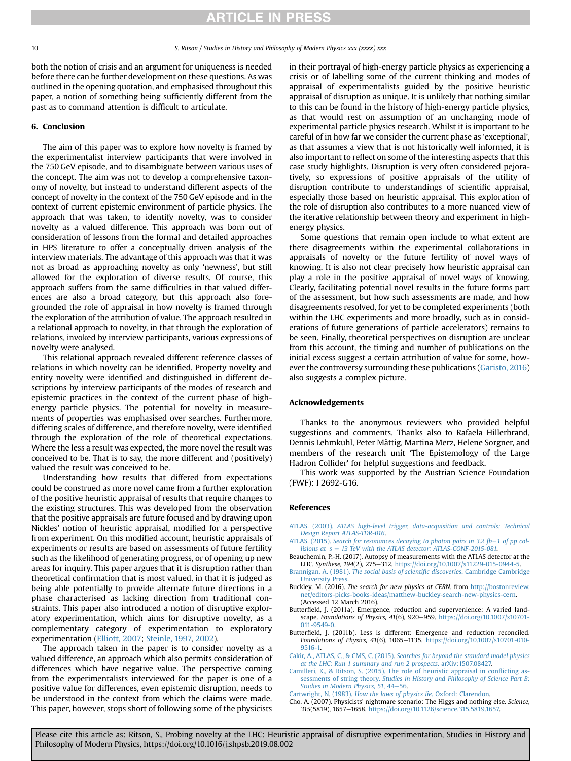both the notion of crisis and an argument for uniqueness is needed before there can be further development on these questions. As was outlined in the opening quotation, and emphasised throughout this paper, a notion of something being sufficiently different from the past as to command attention is difficult to articulate.

## 6. Conclusion

The aim of this paper was to explore how novelty is framed by the experimentalist interview participants that were involved in the 750 GeV episode, and to disambiguate between various uses of the concept. The aim was not to develop a comprehensive taxonomy of novelty, but instead to understand different aspects of the concept of novelty in the context of the 750 GeV episode and in the context of current epistemic environment of particle physics. The approach that was taken, to identify novelty, was to consider novelty as a valued difference. This approach was born out of consideration of lessons from the formal and detailed approaches in HPS literature to offer a conceptually driven analysis of the interview materials. The advantage of this approach was that it was not as broad as approaching novelty as only 'newness', but still allowed for the exploration of diverse results. Of course, this approach suffers from the same difficulties in that valued differences are also a broad category, but this approach also foregrounded the role of appraisal in how novelty is framed through the exploration of the attribution of value. The approach resulted in a relational approach to novelty, in that through the exploration of relations, invoked by interview participants, various expressions of novelty were analysed.

This relational approach revealed different reference classes of relations in which novelty can be identified. Property novelty and entity novelty were identified and distinguished in different descriptions by interview participants of the modes of research and epistemic practices in the context of the current phase of high-energy particle physics. The potential for novelty in measurements of properties was emphasised over searches. Furthermore, differing scales of difference, and therefore novelty, were identified through the exploration of the role of theoretical expectations. Where the less a result was expected, the more novel the result was conceived to be. That is to say, the more different and (positively) valued the result was conceived to be.

Understanding how results that differed from expectations could be construed as more novel came from a further exploration of the positive heuristic appraisal of results that require changes to the existing structures. This was developed from the observation that the positive appraisals are future focused and by drawing upon Nickles' notion of heuristic appraisal, modified for a perspective from experiment. On this modified account, heuristic appraisals of experiments or results are based on assessments of future fertility such as the likelihood of generating progress, or of opening up new areas for inquiry. This paper argues that it is disruption rather than theoretical confirmation that is most valued, in that it is judged as being able potentially to provide alternate future directions in a phase characterised as lacking direction from traditional constraints. This paper also introduced a notion of disruptive exploratory experimentation, which aims for disruptive novelty, as a complementary category of exploratory experimentation (Elliott, 2007; Steinle, 1997, 2002).

The approach taken in the paper is to consider novelty as a valued difference, an approach which also permits consideration of differences which have negative value. The perspective coming from the experimentalists interviewed for the paper is one of a positive value for differences, even epistemic disruption, needs to be understood in the context from which the claims were made. This paper, however, stops short of following some of the physicists in their portrayal of high-energy particle physics as experiencing a crisis or of labelling some of the current thinking and modes of appraisal of experimentalists guided by the positive heuristic appraisal of disruption as unique. It is unlikely that nothing similar to this can be found in the history of high-energy particle physics, as that would rest on assumption of an unchanging mode of experimental particle physics research. Whilst it is important to be careful of in how far we consider the current phase as 'exceptional', as that assumes a view that is not historically well informed, it is also important to reflect on some of the interesting aspects that this case study highlights. Disruption is very often considered pejoratively, so expressions of positive appraisals of the utility of disruption contribute to understandings of scientific appraisal, especially those based on heuristic appraisal. This exploration of the role of disruption also contributes to a more nuanced view of the iterative relationship between theory and experiment in high-energy physics.

Some questions that remain open include to what extent are there disagreements within the experimental collaborations in appraisals of novelty or the future fertility of novel ways of knowing. It is also not clear precisely how heuristic appraisal can play a role in the positive appraisal of novel ways of knowing. Clearly, facilitating potential novel results in the future forms part of the assessment, but how such assessments are made, and how disagreements resolved, for yet to be completed experiments (both within the LHC experiments and more broadly, such as in considerations of future generations of particle accelerators) remains to be seen. Finally, theoretical perspectives on disruption are unclear from this account, the timing and number of publications on the initial excess suggest a certain attribution of value for some, however the controversy surrounding these publications (Garisto, 2016) also suggests a complex picture.

## Acknowledgements

Thanks to the anonymous reviewers who provided helpful suggestions and comments. Thanks also to Rafaela Hillerbrand, Dennis Lehmkuhl, Peter Mättig, Martina Merz, Helene Sorgner, and members of the research unit 'The Epistemology of the Large Hadron Collider' for helpful suggestions and feedback.

This work was supported by the Austrian Science Foundation (FWF): I 2692-G16.

## References

ATLAS. (2003). *ATLAS high-level trigger, data-acquisition and controls: Technical Design Report ATLAS-TDR-016*.

ATLAS. (2015). *Search for resonances decaying to photon pairs in 3.2 fb−1 of pp collisions at s = 13 TeV with the ATLAS detector: ATLAS-CONF-2015-081*.

Beauchemin, P.-H. (2017). Autopsy of measurements with the ATLAS detector at the LHC. *Synthese, 194*(2), 275–312. https://doi.org/10.1007/s11229-015-0944-5.

Brannigan, A. (1981). *The social basis of scientific discoveries*. Cambridge Cambridge University Press.

Buckley, M. (2016). *The search for new physics at CERN*. from http://bostonreview.net/editors-picks-books-ideas/matthew-buckley-search-new-physics-cern. (Accessed 12 March 2016).

Butterfield, J. (2011a). Emergence, reduction and supervenience: A varied landscape. *Foundations of Physics, 41*(6), 920–959. https://doi.org/10.1007/s10701-011-9549-0.

Butterfield, J. (2011b). Less is different: Emergence and reduction reconciled. *Foundations of Physics, 41*(6), 1065–1135. https://doi.org/10.1007/s10701-010-9516-1.

Cakir, A., ATLAS, C., & CMS, C. (2015). *Searches for beyond the standard model physics at the LHC: Run 1 summary and run 2 prospects*. arXiv:1507.08427.

Camilleri, K., & Ritson, S. (2015). The role of heuristic appraisal in conflicting assessments of string theory. *Studies in History and Philosophy of Science Part B: Studies in Modern Physics, 51*, 44–56.

Cartwright, N. (1983). *How the laws of physics lie*. Oxford: Clarendon.

Cho, A. (2007). Physicists' nightmare scenario: The Higgs and nothing else. *Science, 315*(5819), 1657–1658. https://doi.org/10.1126/science.315.5819.1657.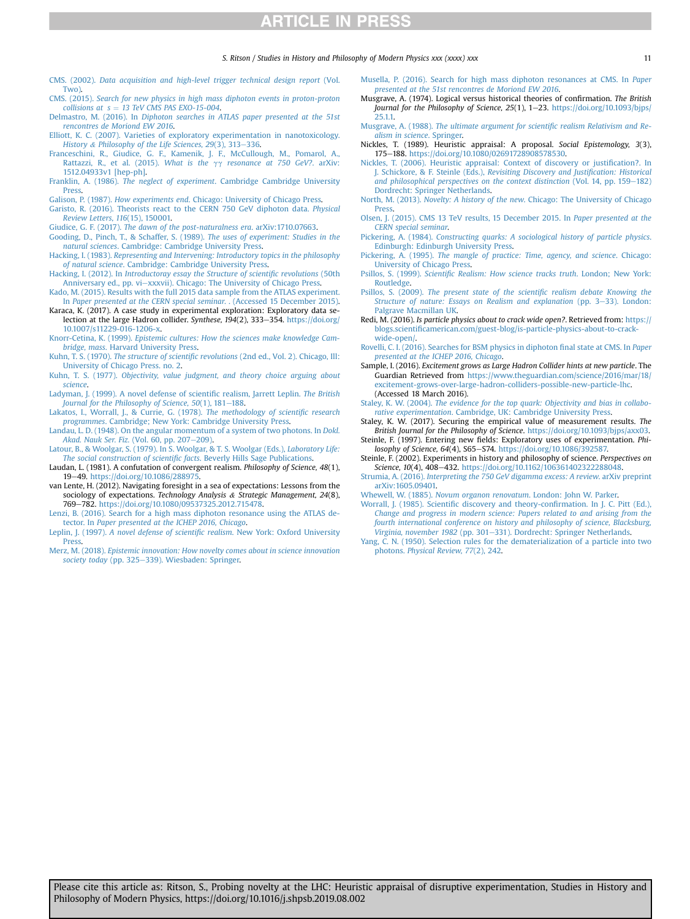CMS. (2002). *Data acquisition and high-level trigger technical design report* (Vol. Two).

CMS. (2015). *Search for new physics in high mass diphoton events in proton-proton collisions at $s = 13$ TeV CMS PAS EXO-15-004*.

Delmastro, M. (2016). In *Diphoton searches in ATLAS paper presented at the 51st rencontres de Moriond EW 2016*.

Elliott, K. C. (2007). Varieties of exploratory experimentation in nanotoxicology. *History & Philosophy of the Life Sciences, 29*(3), 313–336.

Franceschini, R., Giudice, G. F., Kamenik, J. F., McCullough, M., Pomarol, A., Rattazzi, R., et al. (2015). *What is the $\gamma\gamma$ resonance at 750 GeV?*. arXiv: 1512.04933v1 [hep-ph].

Franklin, A. (1986). *The neglect of experiment*. Cambridge Cambridge University Press.

Galison, P. (1987). *How experiments end*. Chicago: University of Chicago Press.

Garisto, R. (2016). Theorists react to the CERN 750 GeV diphoton data. *Physical Review Letters, 116*(15), 150001.

Giudice, G. F. (2017). *The dawn of the post-naturalness era*. arXiv:1710.07663.

Gooding, D., Pinch, T., & Schaffer, S. (1989). *The uses of experiment: Studies in the natural sciences*. Cambridge: Cambridge University Press.

Hacking, I. (1983). *Representing and Intervening: Introductory topics in the philosophy of natural science*. Cambridge: Cambridge University Press.

Hacking, I. (2012). In *Introductoray essay the Structure of scientific revolutions* (50th Anniversary ed., pp. vi–xxxvii). Chicago: The University of Chicago Press.

Kado, M. (2015). Results with the full 2015 data sample from the ATLAS experiment. In *Paper presented at the CERN special seminar*. . (Accessed 15 December 2015).

Karaca, K. (2017). A case study in experimental exploration: Exploratory data selection at the large Hadron collider. *Synthese, 194*(2), 333–354. https://doi.org/10.1007/s11229-016-1206-x.

Knorr-Cetina, K. (1999). *Epistemic cultures: How the sciences make knowledge Cambridge, mass*. Harvard University Press.

Kuhn, T. S. (1970). *The structure of scientific revolutions* (2nd ed., Vol. 2). Chicago, Ill: University of Chicago Press. no. 2.

Kuhn, T. S. (1977). *Objectivity, value judgment, and theory choice arguing about science*.

Ladyman, J. (1999). A novel defense of scientific realism, Jarrett Leplin. *The British Journal for the Philosophy of Science, 50*(1), 181–188.

Lakatos, I., Worrall, J., & Currie, G. (1978). *The methodology of scientific research programmes*. Cambridge; New York: Cambridge University Press.

Landau, L. D. (1948). On the angular momentum of a system of two photons. In *Dokl. Akad. Nauk Ser. Fiz.* (Vol. 60, pp. 207–209).

Latour, B., & Woolgar, S. (1979). In S. Woolgar, & T. S. Woolgar (Eds.), *Laboratory Life: The social construction of scientific facts*. Beverly Hills Sage Publications.

Laudan, L. (1981). A confutation of convergent realism. *Philosophy of Science, 48*(1), 19–49. https://doi.org/10.1086/288975.

van Lente, H. (2012). Navigating foresight in a sea of expectations: Lessons from the sociology of expectations. *Technology Analysis & Strategic Management, 24*(8), 769–782. https://doi.org/10.1080/09537325.2012.715478.

Lenzi, B. (2016). Search for a high mass diphoton resonance using the ATLAS detector. In *Paper presented at the ICHEP 2016, Chicago*.

Leplin, J. (1997). *A novel defense of scientific realism*. New York: Oxford University Press.

Merz, M. (2018). *Epistemic innovation: How novelty comes about in science innovation society today* (pp. 325–339). Wiesbaden: Springer.

Musella, P. (2016). Search for high mass diphoton resonances at CMS. In *Paper presented at the 51st rencontres de Moriond EW 2016*.

Musgrave, A. (1974). Logical versus historical theories of confirmation. *The British Journal for the Philosophy of Science, 25*(1), 1–23. https://doi.org/10.1093/bjps/25.1.1.

Musgrave, A. (1988). *The ultimate argument for scientific realism Relativism and Realism in science*. Springer.

Nickles, T. (1989). Heuristic appraisal: A proposal. *Social Epistemology, 3*(3), 175–188. https://doi.org/10.1080/02691728908578530.

Nickles, T. (2006). Heuristic appraisal: Context of discovery or justification?. In J. Schickore, & F. Steinle (Eds.), *Revisiting Discovery and Justification: Historical and philosophical perspectives on the context distinction* (Vol. 14, pp. 159–182) Dordrecht: Springer Netherlands.

North, M. (2013). *Novelty: A history of the new*. Chicago: The University of Chicago Press.

Olsen, J. (2015). CMS 13 TeV results, 15 December 2015. In *Paper presented at the CERN special seminar*.

Pickering, A. (1984). *Constructing quarks: A sociological history of particle physics*. Edinburgh: Edinburgh University Press.

Pickering, A. (1995). *The mangle of practice: Time, agency, and science*. Chicago: University of Chicago Press.

Psillos, S. (1999). *Scientific Realism: How science tracks truth*. London; New York: Routledge.

Psillos, S. (2009). *The present state of the scientific realism debate Knowing the Structure of nature: Essays on Realism and explanation* (pp. 3–33). London: Palgrave Macmillan UK.

Redi, M. (2016). *Is particle physics about to crack wide open?*. Retrieved from: https://blogs.scientificamerican.com/guest-blog/is-particle-physics-about-to-crack-wide-open/.

Rovelli, C. I. (2016). Searches for BSM physics in diphoton final state at CMS. In *Paper presented at the ICHEP 2016, Chicago*.

Sample, I. (2016). *Excitement grows as Large Hadron Collider hints at new particle*. The Guardian Retrieved from https://www.theguardian.com/science/2016/mar/18/excitement-grows-over-large-hadron-colliders-possible-new-particle-lhc. (Accessed 18 March 2016).

Staley, K. W. (2004). *The evidence for the top quark: Objectivity and bias in collaborative experimentation*. Cambridge, UK: Cambridge University Press.

Staley, K. W. (2017). Securing the empirical value of measurement results. *The British Journal for the Philosophy of Science*. https://doi.org/10.1093/bjps/axx03.

Steinle, F. (1997). Entering new fields: Exploratory uses of experimentation. *Philosophy of Science, 64*(4), S65–S74. https://doi.org/10.1086/392587.

Steinle, F. (2002). Experiments in history and philosophy of science. *Perspectives on Science, 10*(4), 408–432. https://doi.org/10.1162/106361402322288048.

Strumia, A. (2016). *Interpreting the 750 GeV digamma excess: A review*. arXiv preprint arXiv:1605.09401.

Whewell, W. (1885). *Novum organon renovatum*. London: John W. Parker.

Worrall, J. (1985). Scientific discovery and theory-confirmation. In J. C. Pitt (Ed.), *Change and progress in modern science: Papers related to and arising from the fourth international conference on history and philosophy of science, Blacksburg, Virginia, november 1982* (pp. 301–331). Dordrecht: Springer Netherlands.

Yang, C. N. (1950). Selection rules for the dematerialization of a particle into two photons. *Physical Review, 77*(2), 242.